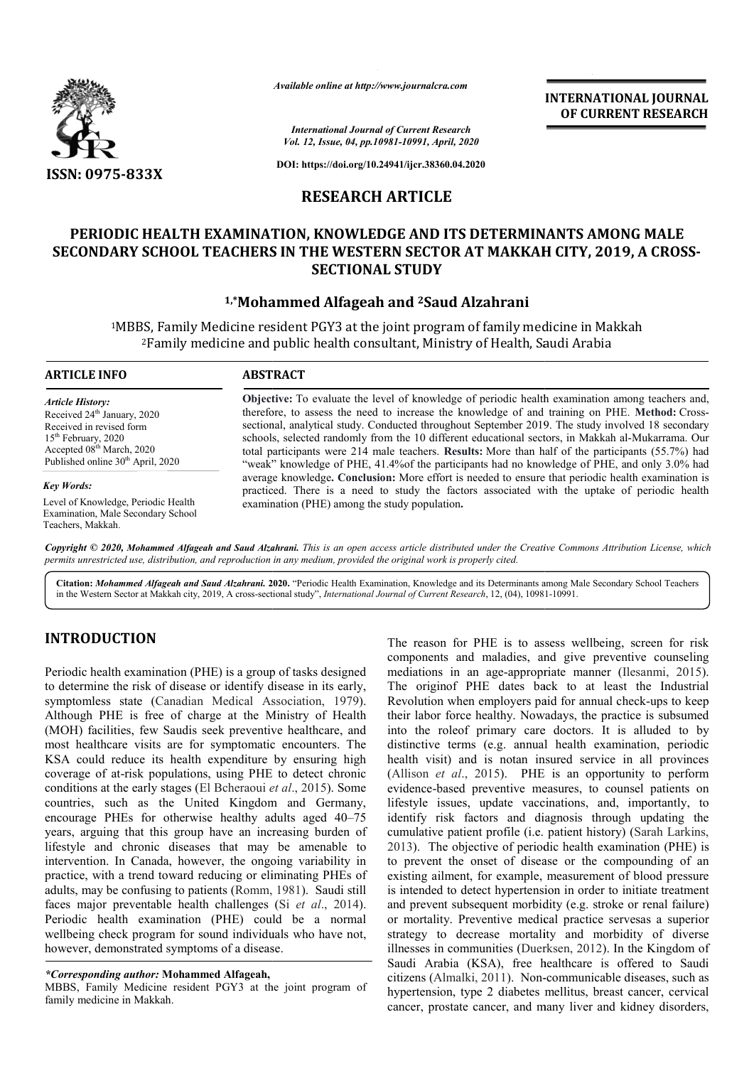*Available online at http://www.journalcra.com*

**INTERNATIONAL JOURNAL OF CURRENT RESEARCH**

*International Journal of Current Research*
*Vol. 12, Issue, 04, pp.10981-10991, April, 2020*

**DOI: https://doi.org/10.24941/ijcr.38360.04.2020**

**ISSN: 0975-833X**

## RESEARCH ARTICLE

# PERIODIC HEALTH EXAMINATION, KNOWLEDGE AND ITS DETERMINANTS AMONG MALE SECONDARY SCHOOL TEACHERS IN THE WESTERN SECTOR AT MAKKAH CITY, 2019, A CROSS-SECTIONAL STUDY

**[1,*]Mohammed Alfageah and [2]Saud Alzahrani**

[1]MBBS, Family Medicine resident PGY3 at the joint program of family medicine in Makkah
[2]Family medicine and public health consultant, Ministry of Health, Saudi Arabia

**ARTICLE INFO**

*Article History:*
Received 24th January, 2020
Received in revised form
15th February, 2020
Accepted 08th March, 2020
Published online 30th April, 2020

*Key Words:*
Level of Knowledge, Periodic Health Examination, Male Secondary School Teachers, Makkah.

**ABSTRACT**

**Objective:** To evaluate the level of knowledge of periodic health examination among teachers and, therefore, to assess the need to increase the knowledge of and training on PHE. **Method:** Cross-sectional, analytical study. Conducted throughout September 2019. The study involved 18 secondary schools, selected randomly from the 10 different educational sectors, in Makkah al-Mukarrama. Our total participants were 214 male teachers. **Results:** More than half of the participants (55.7%) had "weak" knowledge of PHE, 41.4%of the participants had no knowledge of PHE, and only 3.0% had average knowledge. **Conclusion:** More effort is needed to ensure that periodic health examination is practiced. There is a need to study the factors associated with the uptake of periodic health examination (PHE) among the study population.

*Copyright © 2020, Mohammed Alfageah and Saud Alzahrani. This is an open access article distributed under the Creative Commons Attribution License, which permits unrestricted use, distribution, and reproduction in any medium, provided the original work is properly cited.*

**Citation:** *Mohammed Alfageah and Saud Alzahrani.* **2020.** "Periodic Health Examination, Knowledge and its Determinants among Male Secondary School Teachers in the Western Sector at Makkah city, 2019, A cross-sectional study", *International Journal of Current Research*, 12, (04), 10981-10991.

## INTRODUCTION

Periodic health examination (PHE) is a group of tasks designed to determine the risk of disease or identify disease in its early, symptomless state (Canadian Medical Association, 1979). Although PHE is free of charge at the Ministry of Health (MOH) facilities, few Saudis seek preventive healthcare, and most healthcare visits are for symptomatic encounters. The KSA could reduce its health expenditure by ensuring high coverage of at-risk populations, using PHE to detect chronic conditions at the early stages (El Bcheraoui *et al*., 2015). Some countries, such as the United Kingdom and Germany, encourage PHEs for otherwise healthy adults aged 40–75 years, arguing that this group have an increasing burden of lifestyle and chronic diseases that may be amenable to intervention. In Canada, however, the ongoing variability in practice, with a trend toward reducing or eliminating PHEs of adults, may be confusing to patients (Romm, 1981). Saudi still faces major preventable health challenges (Si *et al*., 2014). Periodic health examination (PHE) could be a normal wellbeing check program for sound individuals who have not, however, demonstrated symptoms of a disease.

The reason for PHE is to assess wellbeing, screen for risk components and maladies, and give preventive counseling mediations in an age-appropriate manner (Ilesanmi, 2015). The originof PHE dates back to at least the Industrial Revolution when employers paid for annual check-ups to keep their labor force healthy. Nowadays, the practice is subsumed into the roleof primary care doctors. It is alluded to by distinctive terms (e.g. annual health examination, periodic health visit) and is notan insured service in all provinces (Allison *et al*., 2015). PHE is an opportunity to perform evidence-based preventive measures, to counsel patients on lifestyle issues, update vaccinations, and, importantly, to identify risk factors and diagnosis through updating the cumulative patient profile (i.e. patient history) (Sarah Larkins, 2013). The objective of periodic health examination (PHE) is to prevent the onset of disease or the compounding of an existing ailment, for example, measurement of blood pressure is intended to detect hypertension in order to initiate treatment and prevent subsequent morbidity (e.g. stroke or renal failure) or mortality. Preventive medical practice servesas a superior strategy to decrease mortality and morbidity of diverse illnesses in communities (Duerksen, 2012). In the Kingdom of Saudi Arabia (KSA), free healthcare is offered to Saudi citizens (Almalki, 2011). Non-communicable diseases, such as hypertension, type 2 diabetes mellitus, breast cancer, cervical cancer, prostate cancer, and many liver and kidney disorders,

***Corresponding author:*** **Mohammed Alfageah,**
MBBS, Family Medicine resident PGY3 at the joint program of family medicine in Makkah.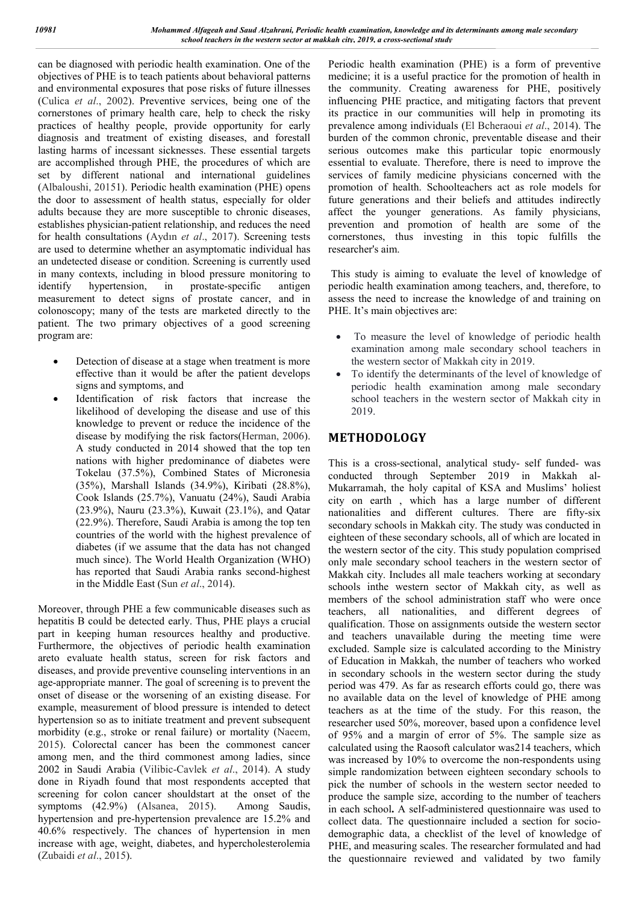can be diagnosed with periodic health examination. One of the objectives of PHE is to teach patients about behavioral patterns and environmental exposures that pose risks of future illnesses (Culica *et al*., 2002). Preventive services, being one of the cornerstones of primary health care, help to check the risky practices of healthy people, provide opportunity for early diagnosis and treatment of existing diseases, and forestall lasting harms of incessant sicknesses. These essential targets are accomplished through PHE, the procedures of which are set by different national and international guidelines (Albaloushi, 20151). Periodic health examination (PHE) opens the door to assessment of health status, especially for older adults because they are more susceptible to chronic diseases, establishes physician-patient relationship, and reduces the need for health consultations (Aydın *et al*., 2017). Screening tests are used to determine whether an asymptomatic individual has an undetected disease or condition. Screening is currently used in many contexts, including in blood pressure monitoring to identify hypertension, in prostate-specific antigen measurement to detect signs of prostate cancer, and in colonoscopy; many of the tests are marketed directly to the patient. The two primary objectives of a good screening program are:

- Detection of disease at a stage when treatment is more effective than it would be after the patient develops signs and symptoms, and
- Identification of risk factors that increase the likelihood of developing the disease and use of this knowledge to prevent or reduce the incidence of the disease by modifying the risk factors(Herman, 2006). A study conducted in 2014 showed that the top ten nations with higher predominance of diabetes were Tokelau (37.5%), Combined States of Micronesia (35%), Marshall Islands (34.9%), Kiribati (28.8%), Cook Islands (25.7%), Vanuatu (24%), Saudi Arabia (23.9%), Nauru (23.3%), Kuwait (23.1%), and Qatar (22.9%). Therefore, Saudi Arabia is among the top ten countries of the world with the highest prevalence of diabetes (if we assume that the data has not changed much since). The World Health Organization (WHO) has reported that Saudi Arabia ranks second-highest in the Middle East (Sun *et al*., 2014).

Moreover, through PHE a few communicable diseases such as hepatitis B could be detected early. Thus, PHE plays a crucial part in keeping human resources healthy and productive. Furthermore, the objectives of periodic health examination areto evaluate health status, screen for risk factors and diseases, and provide preventive counseling interventions in an age-appropriate manner. The goal of screening is to prevent the onset of disease or the worsening of an existing disease. For example, measurement of blood pressure is intended to detect hypertension so as to initiate treatment and prevent subsequent morbidity (e.g., stroke or renal failure) or mortality (Naeem, 2015). Colorectal cancer has been the commonest cancer among men, and the third commonest among ladies, since 2002 in Saudi Arabia (Vilibic-Cavlek *et al*., 2014). A study done in Riyadh found that most respondents accepted that screening for colon cancer shouldstart at the onset of the symptoms (42.9%) (Alsanea, 2015). Among Saudis, hypertension and pre-hypertension prevalence are 15.2% and 40.6% respectively. The chances of hypertension in men increase with age, weight, diabetes, and hypercholesterolemia (Zubaidi *et al*., 2015).

Periodic health examination (PHE) is a form of preventive medicine; it is a useful practice for the promotion of health in the community. Creating awareness for PHE, positively influencing PHE practice, and mitigating factors that prevent its practice in our communities will help in promoting its prevalence among individuals (El Bcheraoui *et al*., 2014). The burden of the common chronic, preventable disease and their serious outcomes make this particular topic enormously essential to evaluate. Therefore, there is need to improve the services of family medicine physicians concerned with the promotion of health. Schoolteachers act as role models for future generations and their beliefs and attitudes indirectly affect the younger generations. As family physicians, prevention and promotion of health are some of the cornerstones, thus investing in this topic fulfills the researcher's aim.

This study is aiming to evaluate the level of knowledge of periodic health examination among teachers, and, therefore, to assess the need to increase the knowledge of and training on PHE. It's main objectives are:

- To measure the level of knowledge of periodic health examination among male secondary school teachers in the western sector of Makkah city in 2019.
- To identify the determinants of the level of knowledge of periodic health examination among male secondary school teachers in the western sector of Makkah city in 2019.

## METHODOLOGY

This is a cross-sectional, analytical study- self funded- was conducted through September 2019 in Makkah al-Mukarramah, the holy capital of KSA and Muslims' holiest city on earth , which has a large number of different nationalities and different cultures. There are fifty-six secondary schools in Makkah city. The study was conducted in eighteen of these secondary schools, all of which are located in the western sector of the city. This study population comprised only male secondary school teachers in the western sector of Makkah city. Includes all male teachers working at secondary schools inthe western sector of Makkah city, as well as members of the school administration staff who were once teachers, all nationalities, and different degrees of qualification. Those on assignments outside the western sector and teachers unavailable during the meeting time were excluded. Sample size is calculated according to the Ministry of Education in Makkah, the number of teachers who worked in secondary schools in the western sector during the study period was 479. As far as research efforts could go, there was no available data on the level of knowledge of PHE among teachers as at the time of the study. For this reason, the researcher used 50%, moreover, based upon a confidence level of 95% and a margin of error of 5%. The sample size as calculated using the Raosoft calculator was214 teachers, which was increased by 10% to overcome the non-respondents using simple randomization between eighteen secondary schools to pick the number of schools in the western sector needed to produce the sample size, according to the number of teachers in each school**.** A self-administered questionnaire was used to collect data. The questionnaire included a section for socio-demographic data, a checklist of the level of knowledge of PHE, and measuring scales. The researcher formulated and had the questionnaire reviewed and validated by two family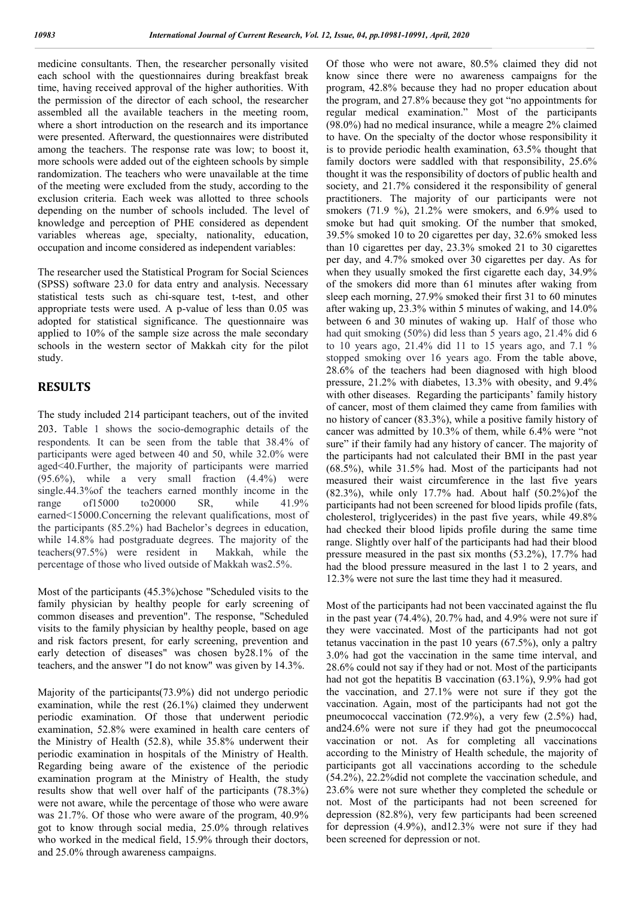medicine consultants. Then, the researcher personally visited each school with the questionnaires during breakfast break time, having received approval of the higher authorities. With the permission of the director of each school, the researcher assembled all the available teachers in the meeting room, where a short introduction on the research and its importance were presented. Afterward, the questionnaires were distributed among the teachers. The response rate was low; to boost it, more schools were added out of the eighteen schools by simple randomization. The teachers who were unavailable at the time of the meeting were excluded from the study, according to the exclusion criteria. Each week was allotted to three schools depending on the number of schools included. The level of knowledge and perception of PHE considered as dependent variables whereas age, specialty, nationality, education, occupation and income considered as independent variables:

The researcher used the Statistical Program for Social Sciences (SPSS) software 23.0 for data entry and analysis. Necessary statistical tests such as chi-square test, t-test, and other appropriate tests were used. A p-value of less than 0.05 was adopted for statistical significance. The questionnaire was applied to 10% of the sample size across the male secondary schools in the western sector of Makkah city for the pilot study.

## RESULTS

The study included 214 participant teachers, out of the invited 203. Table 1 shows the socio-demographic details of the respondents. It can be seen from the table that 38.4% of participants were aged between 40 and 50, while 32.0% were aged<40.Further, the majority of participants were married (95.6%), while a very small fraction (4.4%) were single.44.3%of the teachers earned monthly income in the range of15000 to20000 SR, while 41.9% earned<15000.Concerning the relevant qualifications, most of the participants (85.2%) had Bachelor's degrees in education, while 14.8% had postgraduate degrees. The majority of the teachers(97.5%) were resident in Makkah, while the percentage of those who lived outside of Makkah was2.5%.

Most of the participants (45.3%)chose "Scheduled visits to the family physician by healthy people for early screening of common diseases and prevention". The response, "Scheduled visits to the family physician by healthy people, based on age and risk factors present, for early screening, prevention and early detection of diseases" was chosen by28.1% of the teachers, and the answer "I do not know" was given by 14.3%.

Majority of the participants(73.9%) did not undergo periodic examination, while the rest (26.1%) claimed they underwent periodic examination. Of those that underwent periodic examination, 52.8% were examined in health care centers of the Ministry of Health (52.8), while 35.8% underwent their periodic examination in hospitals of the Ministry of Health. Regarding being aware of the existence of the periodic examination program at the Ministry of Health, the study results show that well over half of the participants (78.3%) were not aware, while the percentage of those who were aware was 21.7%. Of those who were aware of the program, 40.9% got to know through social media, 25.0% through relatives who worked in the medical field, 15.9% through their doctors, and 25.0% through awareness campaigns.

Of those who were not aware, 80.5% claimed they did not know since there were no awareness campaigns for the program, 42.8% because they had no proper education about the program, and 27.8% because they got "no appointments for regular medical examination." Most of the participants (98.0%) had no medical insurance, while a meagre 2% claimed to have. On the specialty of the doctor whose responsibility it is to provide periodic health examination, 63.5% thought that family doctors were saddled with that responsibility, 25.6% thought it was the responsibility of doctors of public health and society, and 21.7% considered it the responsibility of general practitioners. The majority of our participants were not smokers (71.9 %), 21.2% were smokers, and 6.9% used to smoke but had quit smoking. Of the number that smoked, 39.5% smoked 10 to 20 cigarettes per day, 32.6% smoked less than 10 cigarettes per day, 23.3% smoked 21 to 30 cigarettes per day, and 4.7% smoked over 30 cigarettes per day. As for when they usually smoked the first cigarette each day, 34.9% of the smokers did more than 61 minutes after waking from sleep each morning, 27.9% smoked their first 31 to 60 minutes after waking up, 23.3% within 5 minutes of waking, and 14.0% between 6 and 30 minutes of waking up. Half of those who had quit smoking (50%) did less than 5 years ago, 21.4% did 6 to 10 years ago, 21.4% did 11 to 15 years ago, and 7.1 % stopped smoking over 16 years ago. From the table above, 28.6% of the teachers had been diagnosed with high blood pressure, 21.2% with diabetes, 13.3% with obesity, and 9.4% with other diseases. Regarding the participants' family history of cancer, most of them claimed they came from families with no history of cancer (83.3%), while a positive family history of cancer was admitted by 10.3% of them, while 6.4% were "not sure" if their family had any history of cancer. The majority of the participants had not calculated their BMI in the past year (68.5%), while 31.5% had. Most of the participants had not measured their waist circumference in the last five years (82.3%), while only 17.7% had. About half (50.2%)of the participants had not been screened for blood lipids profile (fats, cholesterol, triglycerides) in the past five years, while 49.8% had checked their blood lipids profile during the same time range. Slightly over half of the participants had had their blood pressure measured in the past six months (53.2%), 17.7% had had the blood pressure measured in the last 1 to 2 years, and 12.3% were not sure the last time they had it measured.

Most of the participants had not been vaccinated against the flu in the past year (74.4%), 20.7% had, and 4.9% were not sure if they were vaccinated. Most of the participants had not got tetanus vaccination in the past 10 years (67.5%), only a paltry 3.0% had got the vaccination in the same time interval, and 28.6% could not say if they had or not. Most of the participants had not got the hepatitis B vaccination (63.1%), 9.9% had got the vaccination, and 27.1% were not sure if they got the vaccination. Again, most of the participants had not got the pneumococcal vaccination (72.9%), a very few (2.5%) had, and24.6% were not sure if they had got the pneumococcal vaccination or not. As for completing all vaccinations according to the Ministry of Health schedule, the majority of participants got all vaccinations according to the schedule (54.2%), 22.2%did not complete the vaccination schedule, and 23.6% were not sure whether they completed the schedule or not. Most of the participants had not been screened for depression (82.8%), very few participants had been screened for depression (4.9%), and12.3% were not sure if they had been screened for depression or not.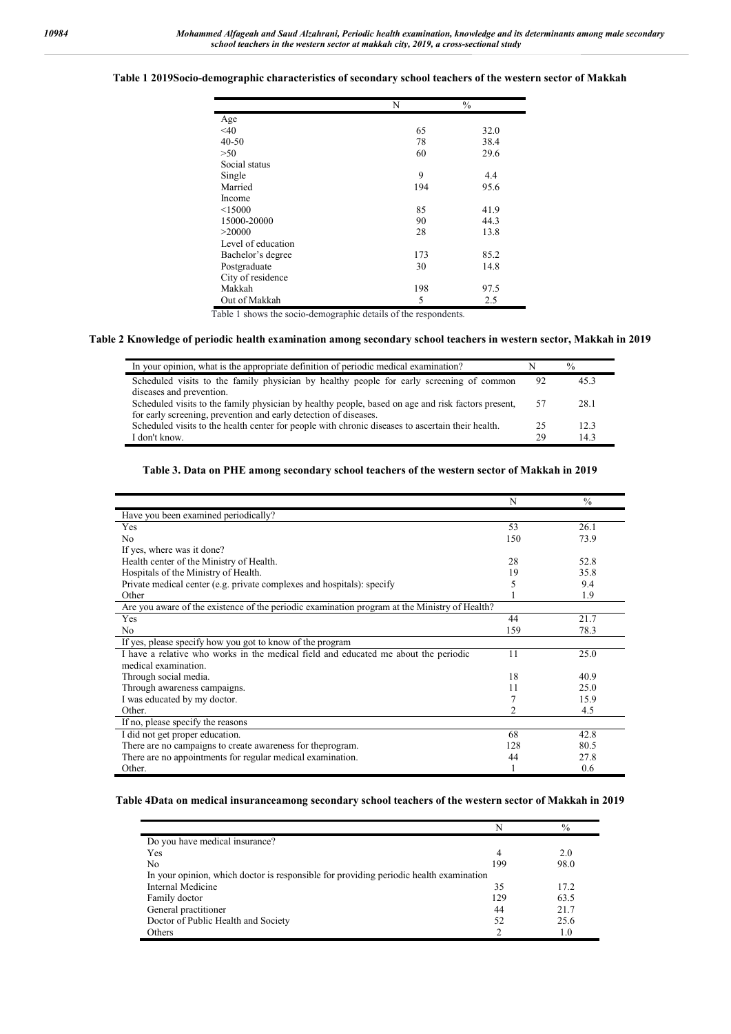**Table 1 2019Socio-demographic characteristics of secondary school teachers of the western sector of Makkah**

| | N | % |
|---|---|---|
| Age | | |
| <40 | 65 | 32.0 |
| 40-50 | 78 | 38.4 |
| >50 | 60 | 29.6 |
| Social status | | |
| Single | 9 | 4.4 |
| Married | 194 | 95.6 |
| Income | | |
| <15000 | 85 | 41.9 |
| 15000-20000 | 90 | 44.3 |
| >20000 | 28 | 13.8 |
| Level of education | | |
| Bachelor's degree | 173 | 85.2 |
| Postgraduate | 30 | 14.8 |
| City of residence | | |
| Makkah | 198 | 97.5 |
| Out of Makkah | 5 | 2.5 |

Table 1 shows the socio-demographic details of the respondents.

**Table 2 Knowledge of periodic health examination among secondary school teachers in western sector, Makkah in 2019**

| In your opinion, what is the appropriate definition of periodic medical examination? | N | % |
|---|---|---|
| Scheduled visits to the family physician by healthy people for early screening of common diseases and prevention. | 92 | 45.3 |
| Scheduled visits to the family physician by healthy people, based on age and risk factors present, for early screening, prevention and early detection of diseases. | 57 | 28.1 |
| Scheduled visits to the health center for people with chronic diseases to ascertain their health. | 25 | 12.3 |
| I don't know. | 29 | 14.3 |

**Table 3. Data on PHE among secondary school teachers of the western sector of Makkah in 2019**

| | N | % |
|---|---|---|
| Have you been examined periodically? | | |
| Yes | 53 | 26.1 |
| No | 150 | 73.9 |
| If yes, where was it done? | | |
| Health center of the Ministry of Health. | 28 | 52.8 |
| Hospitals of the Ministry of Health. | 19 | 35.8 |
| Private medical center (e.g. private complexes and hospitals): specify | 5 | 9.4 |
| Other | 1 | 1.9 |
| Are you aware of the existence of the periodic examination program at the Ministry of Health? | | |
| Yes | 44 | 21.7 |
| No | 159 | 78.3 |
| If yes, please specify how you got to know of the program | | |
| I have a relative who works in the medical field and educated me about the periodic medical examination. | 11 | 25.0 |
| Through social media. | 18 | 40.9 |
| Through awareness campaigns. | 11 | 25.0 |
| I was educated by my doctor. | 7 | 15.9 |
| Other. | 2 | 4.5 |
| If no, please specify the reasons | | |
| I did not get proper education. | 68 | 42.8 |
| There are no campaigns to create awareness for theprogram. | 128 | 80.5 |
| There are no appointments for regular medical examination. | 44 | 27.8 |
| Other. | 1 | 0.6 |

**Table 4Data on medical insuranceamong secondary school teachers of the western sector of Makkah in 2019**

| | N | % |
|---|---|---|
| Do you have medical insurance? | | |
| Yes | 4 | 2.0 |
| No | 199 | 98.0 |
| In your opinion, which doctor is responsible for providing periodic health examination | | |
| Internal Medicine | 35 | 17.2 |
| Family doctor | 129 | 63.5 |
| General practitioner | 44 | 21.7 |
| Doctor of Public Health and Society | 52 | 25.6 |
| Others | 2 | 1.0 |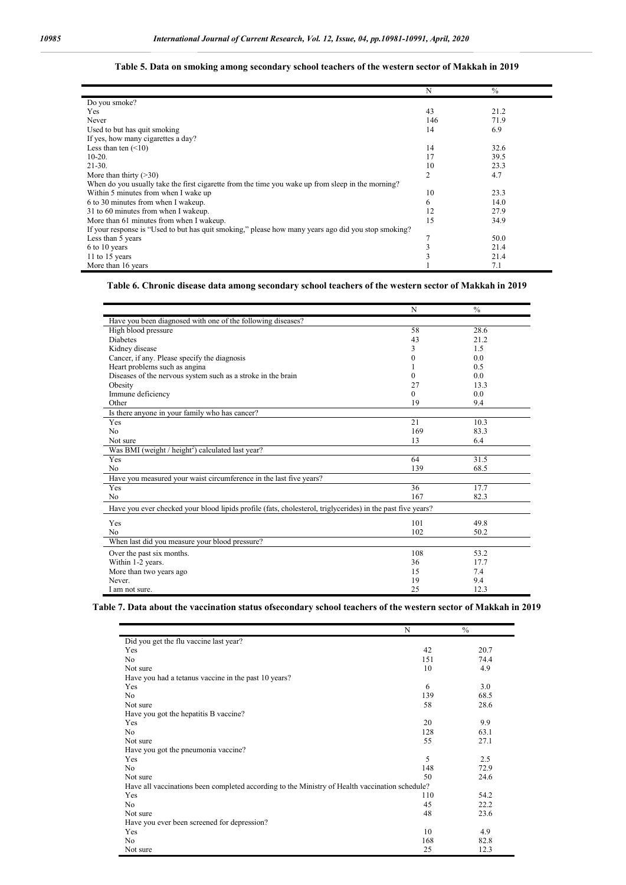**Table 5. Data on smoking among secondary school teachers of the western sector of Makkah in 2019**

| | N | % |
|---|---|---|
| Do you smoke? | | |
| Yes | 43 | 21.2 |
| Never | 146 | 71.9 |
| Used to but has quit smoking | 14 | 6.9 |
| If yes, how many cigarettes a day? | | |
| Less than ten (<10) | 14 | 32.6 |
| 10-20. | 17 | 39.5 |
| 21-30. | 10 | 23.3 |
| More than thirty (>30) | 2 | 4.7 |
| When do you usually take the first cigarette from the time you wake up from sleep in the morning? | | |
| Within 5 minutes from when I wake up | 10 | 23.3 |
| 6 to 30 minutes from when I wakeup. | 6 | 14.0 |
| 31 to 60 minutes from when I wakeup. | 12 | 27.9 |
| More than 61 minutes from when I wakeup. | 15 | 34.9 |
| If your response is "Used to but has quit smoking," please how many years ago did you stop smoking? | | |
| Less than 5 years | 7 | 50.0 |
| 6 to 10 years | 3 | 21.4 |
| 11 to 15 years | 3 | 21.4 |
| More than 16 years | 1 | 7.1 |

**Table 6. Chronic disease data among secondary school teachers of the western sector of Makkah in 2019**

| | N | % |
|---|---|---|
| Have you been diagnosed with one of the following diseases? | | |
| High blood pressure | 58 | 28.6 |
| Diabetes | 43 | 21.2 |
| Kidney disease | 3 | 1.5 |
| Cancer, if any. Please specify the diagnosis | 0 | 0.0 |
| Heart problems such as angina | 1 | 0.5 |
| Diseases of the nervous system such as a stroke in the brain | 0 | 0.0 |
| Obesity | 27 | 13.3 |
| Immune deficiency | 0 | 0.0 |
| Other | 19 | 9.4 |
| Is there anyone in your family who has cancer? | | |
| Yes | 21 | 10.3 |
| No | 169 | 83.3 |
| Not sure | 13 | 6.4 |
| Was BMI (weight / height$^2$) calculated last year? | | |
| Yes | 64 | 31.5 |
| No | 139 | 68.5 |
| Have you measured your waist circumference in the last five years? | | |
| Yes | 36 | 17.7 |
| No | 167 | 82.3 |
| Have you ever checked your blood lipids profile (fats, cholesterol, triglycerides) in the past five years? | | |
| Yes | 101 | 49.8 |
| No | 102 | 50.2 |
| When last did you measure your blood pressure? | | |
| Over the past six months. | 108 | 53.2 |
| Within 1-2 years. | 36 | 17.7 |
| More than two years ago | 15 | 7.4 |
| Never. | 19 | 9.4 |
| I am not sure. | 25 | 12.3 |

**Table 7. Data about the vaccination status ofsecondary school teachers of the western sector of Makkah in 2019**

| | N | % |
|---|---|---|
| Did you get the flu vaccine last year? | | |
| Yes | 42 | 20.7 |
| No | 151 | 74.4 |
| Not sure | 10 | 4.9 |
| Have you had a tetanus vaccine in the past 10 years? | | |
| Yes | 6 | 3.0 |
| No | 139 | 68.5 |
| Not sure | 58 | 28.6 |
| Have you got the hepatitis B vaccine? | | |
| Yes | 20 | 9.9 |
| No | 128 | 63.1 |
| Not sure | 55 | 27.1 |
| Have you got the pneumonia vaccine? | | |
| Yes | 5 | 2.5 |
| No | 148 | 72.9 |
| Not sure | 50 | 24.6 |
| Have all vaccinations been completed according to the Ministry of Health vaccination schedule? | | |
| Yes | 110 | 54.2 |
| No | 45 | 22.2 |
| Not sure | 48 | 23.6 |
| Have you ever been screened for depression? | | |
| Yes | 10 | 4.9 |
| No | 168 | 82.8 |
| Not sure | 25 | 12.3 |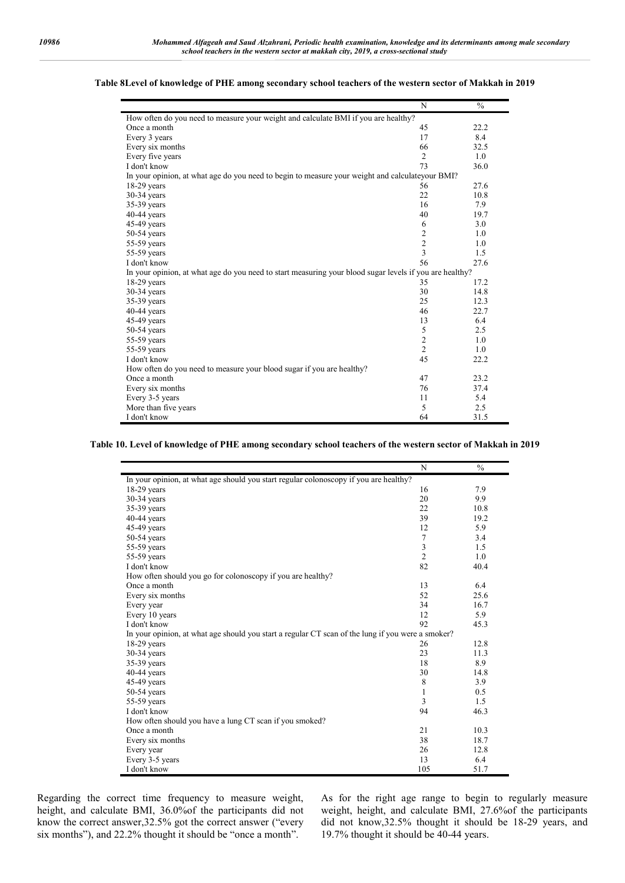**Table 8Level of knowledge of PHE among secondary school teachers of the western sector of Makkah in 2019**

| | N | % |
|---|---|---|
| How often do you need to measure your weight and calculate BMI if you are healthy? | | |
| Once a month | 45 | 22.2 |
| Every 3 years | 17 | 8.4 |
| Every six months | 66 | 32.5 |
| Every five years | 2 | 1.0 |
| I don't know | 73 | 36.0 |
| In your opinion, at what age do you need to begin to measure your weight and calculateyour BMI? | | |
| 18-29 years | 56 | 27.6 |
| 30-34 years | 22 | 10.8 |
| 35-39 years | 16 | 7.9 |
| 40-44 years | 40 | 19.7 |
| 45-49 years | 6 | 3.0 |
| 50-54 years | 2 | 1.0 |
| 55-59 years | 2 | 1.0 |
| 55-59 years | 3 | 1.5 |
| I don't know | 56 | 27.6 |
| In your opinion, at what age do you need to start measuring your blood sugar levels if you are healthy? | | |
| 18-29 years | 35 | 17.2 |
| 30-34 years | 30 | 14.8 |
| 35-39 years | 25 | 12.3 |
| 40-44 years | 46 | 22.7 |
| 45-49 years | 13 | 6.4 |
| 50-54 years | 5 | 2.5 |
| 55-59 years | 2 | 1.0 |
| 55-59 years | 2 | 1.0 |
| I don't know | 45 | 22.2 |
| How often do you need to measure your blood sugar if you are healthy? | | |
| Once a month | 47 | 23.2 |
| Every six months | 76 | 37.4 |
| Every 3-5 years | 11 | 5.4 |
| More than five years | 5 | 2.5 |
| I don't know | 64 | 31.5 |

**Table 10. Level of knowledge of PHE among secondary school teachers of the western sector of Makkah in 2019**

| | N | % |
|---|---|---|
| In your opinion, at what age should you start regular colonoscopy if you are healthy? | | |
| 18-29 years | 16 | 7.9 |
| 30-34 years | 20 | 9.9 |
| 35-39 years | 22 | 10.8 |
| 40-44 years | 39 | 19.2 |
| 45-49 years | 12 | 5.9 |
| 50-54 years | 7 | 3.4 |
| 55-59 years | 3 | 1.5 |
| 55-59 years | 2 | 1.0 |
| I don't know | 82 | 40.4 |
| How often should you go for colonoscopy if you are healthy? | | |
| Once a month | 13 | 6.4 |
| Every six months | 52 | 25.6 |
| Every year | 34 | 16.7 |
| Every 10 years | 12 | 5.9 |
| I don't know | 92 | 45.3 |
| In your opinion, at what age should you start a regular CT scan of the lung if you were a smoker? | | |
| 18-29 years | 26 | 12.8 |
| 30-34 years | 23 | 11.3 |
| 35-39 years | 18 | 8.9 |
| 40-44 years | 30 | 14.8 |
| 45-49 years | 8 | 3.9 |
| 50-54 years | 1 | 0.5 |
| 55-59 years | 3 | 1.5 |
| I don't know | 94 | 46.3 |
| How often should you have a lung CT scan if you smoked? | | |
| Once a month | 21 | 10.3 |
| Every six months | 38 | 18.7 |
| Every year | 26 | 12.8 |
| Every 3-5 years | 13 | 6.4 |
| I don't know | 105 | 51.7 |

Regarding the correct time frequency to measure weight, height, and calculate BMI, 36.0%of the participants did not know the correct answer,32.5% got the correct answer ("every six months"), and 22.2% thought it should be "once a month".

As for the right age range to begin to regularly measure weight, height, and calculate BMI, 27.6%of the participants did not know,32.5% thought it should be 18-29 years, and 19.7% thought it should be 40-44 years.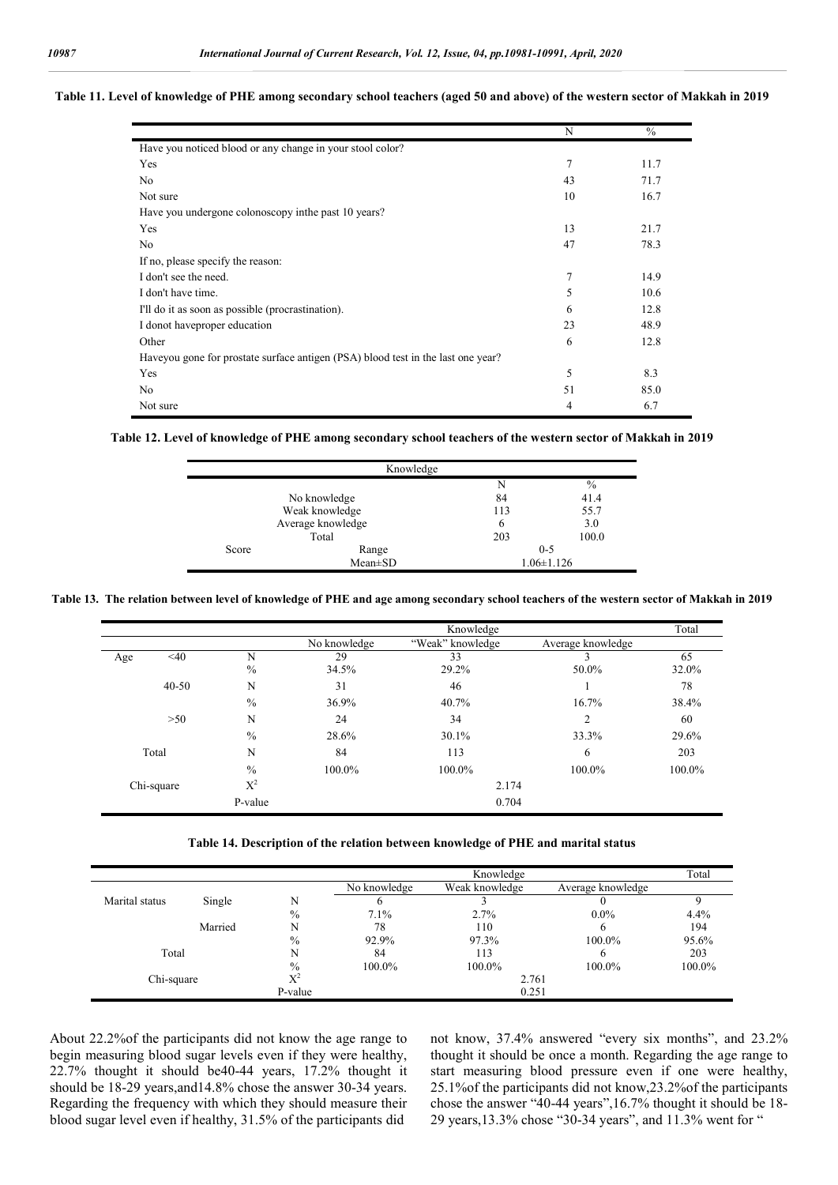**Table 11. Level of knowledge of PHE among secondary school teachers (aged 50 and above) of the western sector of Makkah in 2019**

| | N | % |
|---|---|---|
| Have you noticed blood or any change in your stool color? | | |
| Yes | 7 | 11.7 |
| No | 43 | 71.7 |
| Not sure | 10 | 16.7 |
| Have you undergone colonoscopy inthe past 10 years? | | |
| Yes | 13 | 21.7 |
| No | 47 | 78.3 |
| If no, please specify the reason: | | |
| I don't see the need. | 7 | 14.9 |
| I don't have time. | 5 | 10.6 |
| I'll do it as soon as possible (procrastination). | 6 | 12.8 |
| I donot haveproper education | 23 | 48.9 |
| Other | 6 | 12.8 |
| Haveyou gone for prostate surface antigen (PSA) blood test in the last one year? | | |
| Yes | 5 | 8.3 |
| No | 51 | 85.0 |
| Not sure | 4 | 6.7 |

**Table 12. Level of knowledge of PHE among secondary school teachers of the western sector of Makkah in 2019**

| Knowledge | | | |
|---|---|---|---|
| | | N | % |
| | No knowledge | 84 | 41.4 |
| | Weak knowledge | 113 | 55.7 |
| | Average knowledge | 6 | 3.0 |
| | Total | 203 | 100.0 |
| Score | Range | 0-5 | |
| | Mean±SD | 1.06±1.126 | |

**Table 13. The relation between level of knowledge of PHE and age among secondary school teachers of the western sector of Makkah in 2019**

| | | | Knowledge | | | Total |
|---|---|---|---|---|---|---|
| | | | No knowledge | "Weak" knowledge | Average knowledge | |
| Age | <40 | N | 29 | 33 | 3 | 65 |
| | | % | 34.5% | 29.2% | 50.0% | 32.0% |
| | 40-50 | N | 31 | 46 | 1 | 78 |
| | | % | 36.9% | 40.7% | 16.7% | 38.4% |
| | >50 | N | 24 | 34 | 2 | 60 |
| | | % | 28.6% | 30.1% | 33.3% | 29.6% |
| Total | | N | 84 | 113 | 6 | 203 |
| | | % | 100.0% | 100.0% | 100.0% | 100.0% |
| Chi-square | | $X^2$ | | 2.174 | | |
| | | P-value | | 0.704 | | |

**Table 14. Description of the relation between knowledge of PHE and marital status**

| | | | Knowledge | | | Total |
|---|---|---|---|---|---|---|
| | | | No knowledge | Weak knowledge | Average knowledge | |
| Marital status | Single | N | 6 | 3 | 0 | 9 |
| | | % | 7.1% | 2.7% | 0.0% | 4.4% |
| | Married | N | 78 | 110 | 6 | 194 |
| | | % | 92.9% | 97.3% | 100.0% | 95.6% |
| Total | | N | 84 | 113 | 6 | 203 |
| | | % | 100.0% | 100.0% | 100.0% | 100.0% |
| Chi-square | | $X^2$ | | 2.761 | | |
| | | P-value | | 0.251 | | |

About 22.2%of the participants did not know the age range to begin measuring blood sugar levels even if they were healthy, 22.7% thought it should be40-44 years, 17.2% thought it should be 18-29 years,and14.8% chose the answer 30-34 years. Regarding the frequency with which they should measure their blood sugar level even if healthy, 31.5% of the participants did not know, 37.4% answered "every six months", and 23.2% thought it should be once a month. Regarding the age range to start measuring blood pressure even if one were healthy, 25.1%of the participants did not know,23.2%of the participants chose the answer "40-44 years",16.7% thought it should be 18-29 years,13.3% chose "30-34 years", and 11.3% went for "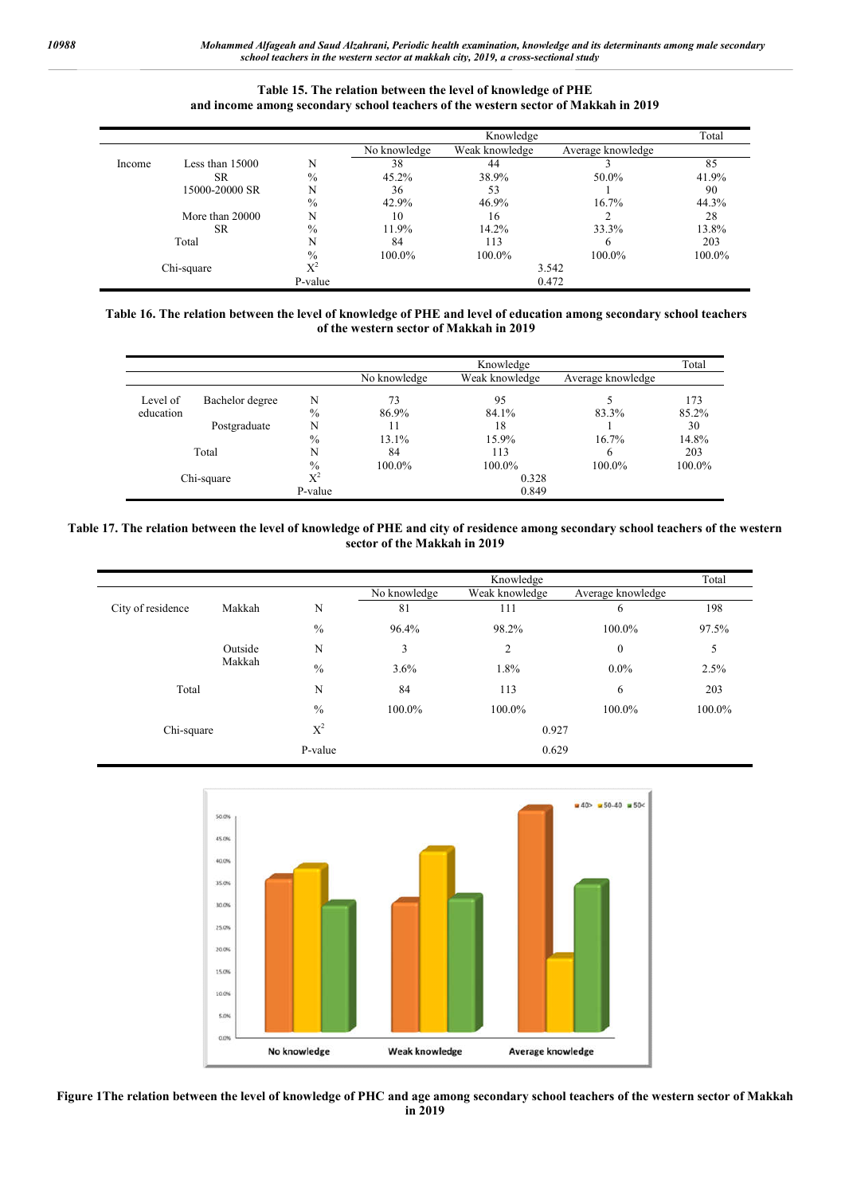**Table 15. The relation between the level of knowledge of PHE and income among secondary school teachers of the western sector of Makkah in 2019**

| | | | Knowledge | | | Total |
|---|---|---|---|---|---|---|
| | | | No knowledge | Weak knowledge | Average knowledge | |
| Income | Less than 15000 SR | N | 38 | 44 | 3 | 85 |
| | | % | 45.2% | 38.9% | 50.0% | 41.9% |
| | 15000-20000 SR | N | 36 | 53 | 1 | 90 |
| | | % | 42.9% | 46.9% | 16.7% | 44.3% |
| | More than 20000 SR | N | 10 | 16 | 2 | 28 |
| | | % | 11.9% | 14.2% | 33.3% | 13.8% |
| Total | | N | 84 | 113 | 6 | 203 |
| | | % | 100.0% | 100.0% | 100.0% | 100.0% |
| Chi-square | | $X^2$ | 3.542 | | | |
| | | P-value | 0.472 | | | |

**Table 16. The relation between the level of knowledge of PHE and level of education among secondary school teachers of the western sector of Makkah in 2019**

| | | | Knowledge | | | Total |
|---|---|---|---|---|---|---|
| | | | No knowledge | Weak knowledge | Average knowledge | |
| Level of education | Bachelor degree | N | 73 | 95 | 5 | 173 |
| | | % | 86.9% | 84.1% | 83.3% | 85.2% |
| | Postgraduate | N | 11 | 18 | 1 | 30 |
| | | % | 13.1% | 15.9% | 16.7% | 14.8% |
| Total | | N | 84 | 113 | 6 | 203 |
| | | % | 100.0% | 100.0% | 100.0% | 100.0% |
| Chi-square | | $X^2$ | 0.328 | | | |
| | | P-value | 0.849 | | | |

**Table 17. The relation between the level of knowledge of PHE and city of residence among secondary school teachers of the western sector of the Makkah in 2019**

| | | | Knowledge | | | Total |
|---|---|---|---|---|---|---|
| | | | No knowledge | Weak knowledge | Average knowledge | |
| City of residence | Makkah | N | 81 | 111 | 6 | 198 |
| | | % | 96.4% | 98.2% | 100.0% | 97.5% |
| | Outside Makkah | N | 3 | 2 | 0 | 5 |
| | | % | 3.6% | 1.8% | 0.0% | 2.5% |
| Total | | N | 84 | 113 | 6 | 203 |
| | | % | 100.0% | 100.0% | 100.0% | 100.0% |
| Chi-square | | $X^2$ | 0.927 | | | |
| | | P-value | 0.629 | | | |

**Figure 1The relation between the level of knowledge of PHC and age among secondary school teachers of the western sector of Makkah in 2019**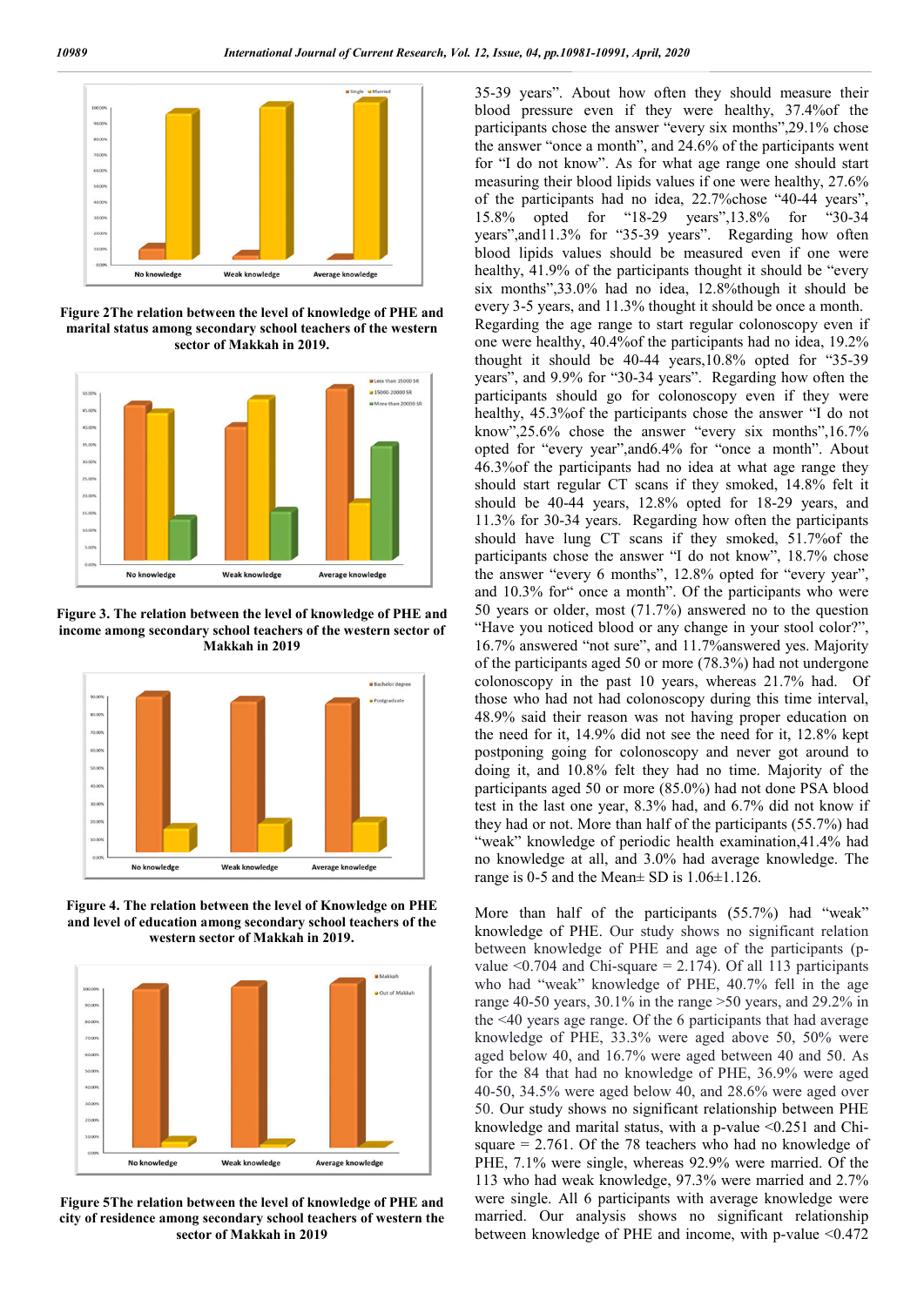Figure 2The relation between the level of knowledge of PHE and marital status among secondary school teachers of the western sector of Makkah in 2019.

Figure 3. The relation between the level of knowledge of PHE and income among secondary school teachers of the western sector of Makkah in 2019

Figure 4. The relation between the level of Knowledge on PHE and level of education among secondary school teachers of the western sector of Makkah in 2019.

Figure 5The relation between the level of knowledge of PHE and city of residence among secondary school teachers of western the sector of Makkah in 2019

35-39 years". About how often they should measure their blood pressure even if they were healthy, 37.4%of the participants chose the answer "every six months",29.1% chose the answer "once a month", and 24.6% of the participants went for "I do not know". As for what age range one should start measuring their blood lipids values if one were healthy, 27.6% of the participants had no idea, 22.7%chose "40-44 years", 15.8% opted for "18-29 years",13.8% for "30-34 years",and11.3% for "35-39 years". Regarding how often blood lipids values should be measured even if one were healthy, 41.9% of the participants thought it should be "every six months",33.0% had no idea, 12.8%though it should be every 3-5 years, and 11.3% thought it should be once a month. Regarding the age range to start regular colonoscopy even if one were healthy, 40.4%of the participants had no idea, 19.2% thought it should be 40-44 years,10.8% opted for "35-39 years", and 9.9% for "30-34 years". Regarding how often the participants should go for colonoscopy even if they were healthy, 45.3%of the participants chose the answer "I do not know",25.6% chose the answer "every six months",16.7% opted for "every year",and6.4% for "once a month". About 46.3%of the participants had no idea at what age range they should start regular CT scans if they smoked, 14.8% felt it should be 40-44 years, 12.8% opted for 18-29 years, and 11.3% for 30-34 years. Regarding how often the participants should have lung CT scans if they smoked, 51.7%of the participants chose the answer "I do not know", 18.7% chose the answer "every 6 months", 12.8% opted for "every year", and 10.3% for" once a month". Of the participants who were 50 years or older, most (71.7%) answered no to the question "Have you noticed blood or any change in your stool color?", 16.7% answered "not sure", and 11.7%answered yes. Majority of the participants aged 50 or more (78.3%) had not undergone colonoscopy in the past 10 years, whereas 21.7% had. Of those who had not had colonoscopy during this time interval, 48.9% said their reason was not having proper education on the need for it, 14.9% did not see the need for it, 12.8% kept postponing going for colonoscopy and never got around to doing it, and 10.8% felt they had no time. Majority of the participants aged 50 or more (85.0%) had not done PSA blood test in the last one year, 8.3% had, and 6.7% did not know if they had or not. More than half of the participants (55.7%) had "weak" knowledge of periodic health examination,41.4% had no knowledge at all, and 3.0% had average knowledge. The range is 0-5 and the Mean± SD is 1.06±1.126.

More than half of the participants (55.7%) had "weak" knowledge of PHE. Our study shows no significant relation between knowledge of PHE and age of the participants (p-value <0.704 and Chi-square = 2.174). Of all 113 participants who had "weak" knowledge of PHE, 40.7% fell in the age range 40-50 years, 30.1% in the range >50 years, and 29.2% in the <40 years age range. Of the 6 participants that had average knowledge of PHE, 33.3% were aged above 50, 50% were aged below 40, and 16.7% were aged between 40 and 50. As for the 84 that had no knowledge of PHE, 36.9% were aged 40-50, 34.5% were aged below 40, and 28.6% were aged over 50. Our study shows no significant relationship between PHE knowledge and marital status, with a p-value <0.251 and Chi-square = 2.761. Of the 78 teachers who had no knowledge of PHE, 7.1% were single, whereas 92.9% were married. Of the 113 who had weak knowledge, 97.3% were married and 2.7% were single. All 6 participants with average knowledge were married. Our analysis shows no significant relationship between knowledge of PHE and income, with p-value <0.472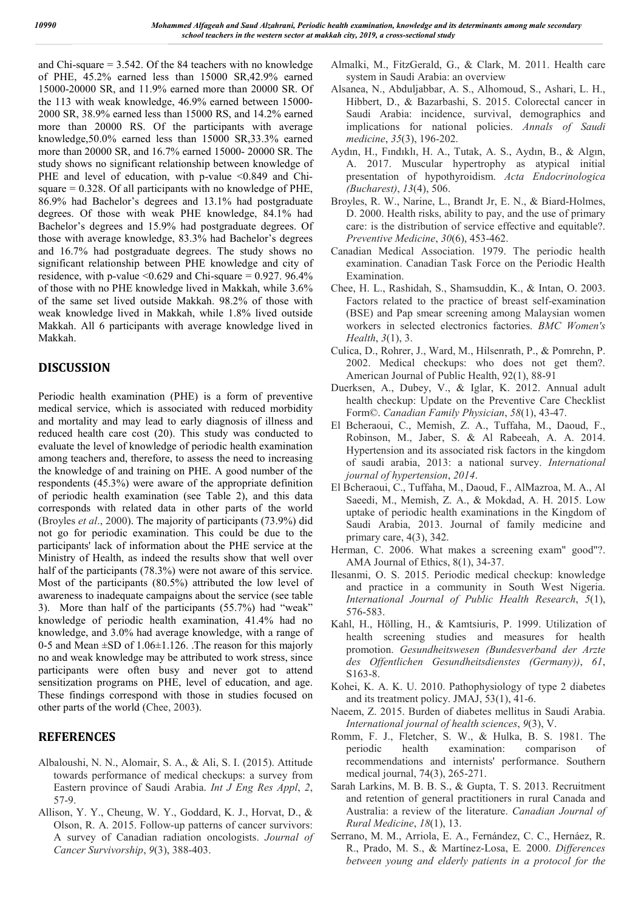and Chi-square = 3.542. Of the 84 teachers with no knowledge of PHE, 45.2% earned less than 15000 SR,42.9% earned 15000-20000 SR, and 11.9% earned more than 20000 SR. Of the 113 with weak knowledge, 46.9% earned between 15000-2000 SR, 38.9% earned less than 15000 RS, and 14.2% earned more than 20000 RS. Of the participants with average knowledge,50.0% earned less than 15000 SR,33.3% earned more than 20000 SR, and 16.7% earned 15000- 20000 SR. The study shows no significant relationship between knowledge of PHE and level of education, with p-value <0.849 and Chi-square = 0.328. Of all participants with no knowledge of PHE, 86.9% had Bachelor's degrees and 13.1% had postgraduate degrees. Of those with weak PHE knowledge, 84.1% had Bachelor's degrees and 15.9% had postgraduate degrees. Of those with average knowledge, 83.3% had Bachelor's degrees and 16.7% had postgraduate degrees. The study shows no significant relationship between PHE knowledge and city of residence, with p-value <0.629 and Chi-square = 0.927. 96.4% of those with no PHE knowledge lived in Makkah, while 3.6% of the same set lived outside Makkah. 98.2% of those with weak knowledge lived in Makkah, while 1.8% lived outside Makkah. All 6 participants with average knowledge lived in Makkah.

## DISCUSSION

Periodic health examination (PHE) is a form of preventive medical service, which is associated with reduced morbidity and mortality and may lead to early diagnosis of illness and reduced health care cost (20). This study was conducted to evaluate the level of knowledge of periodic health examination among teachers and, therefore, to assess the need to increasing the knowledge of and training on PHE. A good number of the respondents (45.3%) were aware of the appropriate definition of periodic health examination (see Table 2), and this data corresponds with related data in other parts of the world (Broyles *et al*., 2000). The majority of participants (73.9%) did not go for periodic examination. This could be due to the participants' lack of information about the PHE service at the Ministry of Health, as indeed the results show that well over half of the participants (78.3%) were not aware of this service. Most of the participants (80.5%) attributed the low level of awareness to inadequate campaigns about the service (see table 3). More than half of the participants (55.7%) had "weak" knowledge of periodic health examination, 41.4% had no knowledge, and 3.0% had average knowledge, with a range of 0-5 and Mean ±SD of 1.06±1.126. .The reason for this majorly no and weak knowledge may be attributed to work stress, since participants were often busy and never got to attend sensitization programs on PHE, level of education, and age. These findings correspond with those in studies focused on other parts of the world (Chee, 2003).

## REFERENCES

Albaloushi, N. N., Alomair, S. A., & Ali, S. I. (2015). Attitude towards performance of medical checkups: a survey from Eastern province of Saudi Arabia. *Int J Eng Res Appl*, *2*, 57-9.

Allison, Y. Y., Cheung, W. Y., Goddard, K. J., Horvat, D., & Olson, R. A. 2015. Follow-up patterns of cancer survivors: A survey of Canadian radiation oncologists. *Journal of Cancer Survivorship*, *9*(3), 388-403.

Almalki, M., FitzGerald, G., & Clark, M. 2011. Health care system in Saudi Arabia: an overview

Alsanea, N., Abduljabbar, A. S., Alhomoud, S., Ashari, L. H., Hibbert, D., & Bazarbashi, S. 2015. Colorectal cancer in Saudi Arabia: incidence, survival, demographics and implications for national policies. *Annals of Saudi medicine*, *35*(3), 196-202.

Aydın, H., Fındıklı, H. A., Tutak, A. S., Aydın, B., & Algın, A. 2017. Muscular hypertrophy as atypical initial presentation of hypothyroidism. *Acta Endocrinologica (Bucharest)*, *13*(4), 506.

Broyles, R. W., Narine, L., Brandt Jr, E. N., & Biard-Holmes, D. 2000. Health risks, ability to pay, and the use of primary care: is the distribution of service effective and equitable?. *Preventive Medicine*, *30*(6), 453-462.

Canadian Medical Association. 1979. The periodic health examination. Canadian Task Force on the Periodic Health Examination.

Chee, H. L., Rashidah, S., Shamsuddin, K., & Intan, O. 2003. Factors related to the practice of breast self-examination (BSE) and Pap smear screening among Malaysian women workers in selected electronics factories. *BMC Women's Health*, *3*(1), 3.

Culica, D., Rohrer, J., Ward, M., Hilsenrath, P., & Pomrehn, P. 2002. Medical checkups: who does not get them?. American Journal of Public Health, 92(1), 88-91

Duerksen, A., Dubey, V., & Iglar, K. 2012. Annual adult health checkup: Update on the Preventive Care Checklist Form©. *Canadian Family Physician*, *58*(1), 43-47.

El Bcheraoui, C., Memish, Z. A., Tuffaha, M., Daoud, F., Robinson, M., Jaber, S. & Al Rabeeah, A. A. 2014. Hypertension and its associated risk factors in the kingdom of saudi arabia, 2013: a national survey. *International journal of hypertension*, *2014*.

El Bcheraoui, C., Tuffaha, M., Daoud, F., AlMazroa, M. A., Al Saeedi, M., Memish, Z. A., & Mokdad, A. H. 2015. Low uptake of periodic health examinations in the Kingdom of Saudi Arabia, 2013. Journal of family medicine and primary care, 4(3), 342.

Herman, C. 2006. What makes a screening exam" good"?. AMA Journal of Ethics, 8(1), 34-37.

Ilesanmi, O. S. 2015. Periodic medical checkup: knowledge and practice in a community in South West Nigeria. *International Journal of Public Health Research*, *5*(1), 576-583.

Kahl, H., Hölling, H., & Kamtsiuris, P. 1999. Utilization of health screening studies and measures for health promotion. *Gesundheitswesen (Bundesverband der Arzte des Offentlichen Gesundheitsdienstes (Germany))*, *61*, S163-8.

Kohei, K. A. K. U. 2010. Pathophysiology of type 2 diabetes and its treatment policy. JMAJ, 53(1), 41-6.

Naeem, Z. 2015. Burden of diabetes mellitus in Saudi Arabia. *International journal of health sciences*, *9*(3), V.

Romm, F. J., Fletcher, S. W., & Hulka, B. S. 1981. The periodic health examination: comparison of recommendations and internists' performance. Southern medical journal, 74(3), 265-271.

Sarah Larkins, M. B. B. S., & Gupta, T. S. 2013. Recruitment and retention of general practitioners in rural Canada and Australia: a review of the literature. *Canadian Journal of Rural Medicine*, *18*(1), 13.

Serrano, M. M., Arriola, E. A., Fernández, C. C., Hernáez, R. R., Prado, M. S., & Martínez-Losa, E. 2000. *Differences between young and elderly patients in a protocol for the*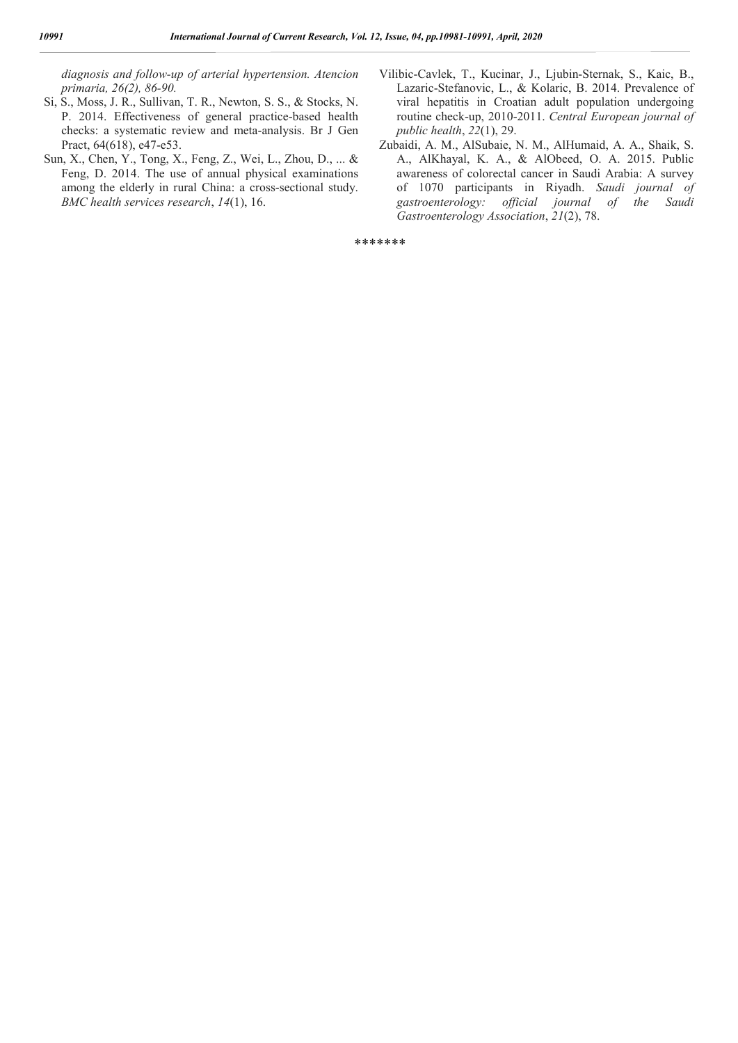*diagnosis and follow-up of arterial hypertension. Atencion primaria, 26(2), 86-90.*

Si, S., Moss, J. R., Sullivan, T. R., Newton, S. S., & Stocks, N. P. 2014. Effectiveness of general practice-based health checks: a systematic review and meta-analysis. Br J Gen Pract, 64(618), e47-e53.

Sun, X., Chen, Y., Tong, X., Feng, Z., Wei, L., Zhou, D., ... & Feng, D. 2014. The use of annual physical examinations among the elderly in rural China: a cross-sectional study. *BMC health services research*, *14*(1), 16.

Vilibic-Cavlek, T., Kucinar, J., Ljubin-Sternak, S., Kaic, B., Lazaric-Stefanovic, L., & Kolaric, B. 2014. Prevalence of viral hepatitis in Croatian adult population undergoing routine check-up, 2010-2011. *Central European journal of public health*, *22*(1), 29.

Zubaidi, A. M., AlSubaie, N. M., AlHumaid, A. A., Shaik, S. A., AlKhayal, K. A., & AlObeed, O. A. 2015. Public awareness of colorectal cancer in Saudi Arabia: A survey of 1070 participants in Riyadh. *Saudi journal of gastroenterology: official journal of the Saudi Gastroenterology Association*, *21*(2), 78.

*******